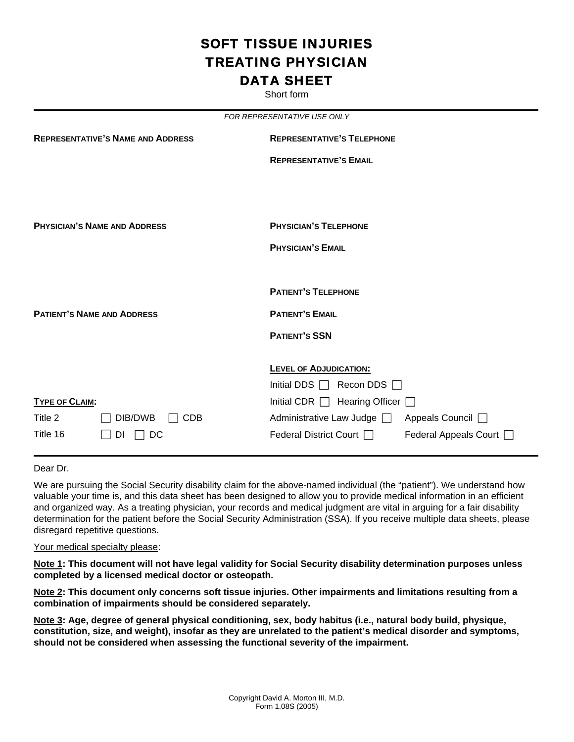# SOFT TISSUE INJURIES
# TREATING PHYSICIAN
# DATA SHEET

Short form

*FOR REPRESENTATIVE USE ONLY*

**REPRESENTATIVE'S NAME AND ADDRESS**

**REPRESENTATIVE'S TELEPHONE**

**REPRESENTATIVE'S EMAIL**

**PHYSICIAN'S NAME AND ADDRESS**

**PHYSICIAN'S TELEPHONE**

**PHYSICIAN'S EMAIL**

**PATIENT'S TELEPHONE**

**PATIENT'S NAME AND ADDRESS**

**PATIENT'S EMAIL**

**PATIENT'S SSN**

**LEVEL OF ADJUDICATION:**

Initial DDS ☐ Recon DDS ☐

Initial CDR ☐ Hearing Officer ☐

Administrative Law Judge ☐ Appeals Council ☐

Federal District Court ☐ Federal Appeals Court ☐

**TYPE OF CLAIM:**

Title 2 ☐ DIB/DWB ☐ CDB

Title 16 ☐ DI ☐ DC

Dear Dr.

We are pursuing the Social Security disability claim for the above-named individual (the "patient"). We understand how valuable your time is, and this data sheet has been designed to allow you to provide medical information in an efficient and organized way. As a treating physician, your records and medical judgment are vital in arguing for a fair disability determination for the patient before the Social Security Administration (SSA). If you receive multiple data sheets, please disregard repetitive questions.

Your medical specialty please:

**Note 1: This document will not have legal validity for Social Security disability determination purposes unless completed by a licensed medical doctor or osteopath.**

**Note 2: This document only concerns soft tissue injuries. Other impairments and limitations resulting from a combination of impairments should be considered separately.**

**Note 3: Age, degree of general physical conditioning, sex, body habitus (i.e., natural body build, physique, constitution, size, and weight), insofar as they are unrelated to the patient's medical disorder and symptoms, should not be considered when assessing the functional severity of the impairment.**

Copyright David A. Morton III, M.D.
Form 1.08S (2005)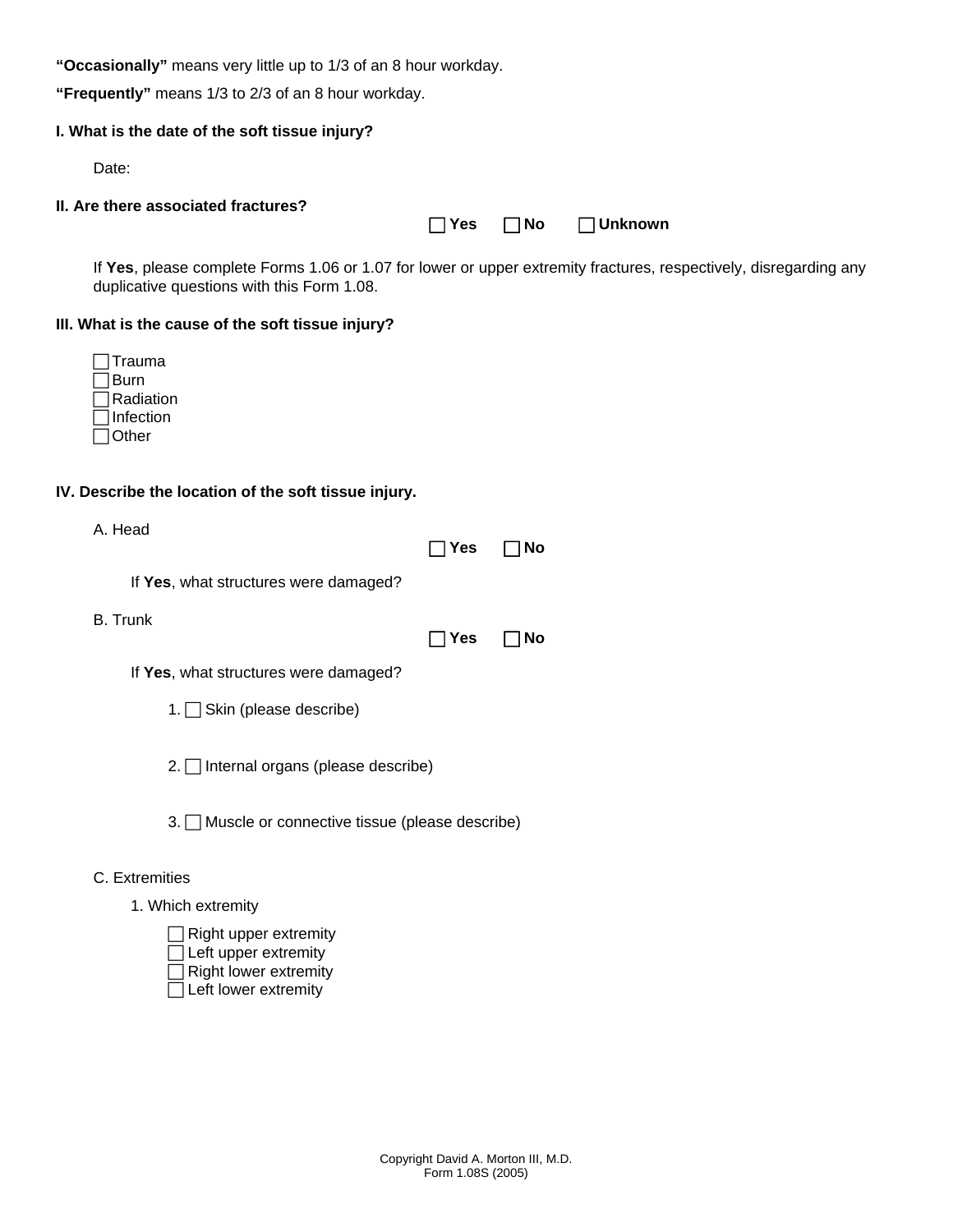**"Occasionally"** means very little up to 1/3 of an 8 hour workday.

**"Frequently"** means 1/3 to 2/3 of an 8 hour workday.

**I. What is the date of the soft tissue injury?**

Date:

**II. Are there associated fractures?**

☐ **Yes** ☐ **No** ☐ **Unknown**

If **Yes**, please complete Forms 1.06 or 1.07 for lower or upper extremity fractures, respectively, disregarding any duplicative questions with this Form 1.08.

**III. What is the cause of the soft tissue injury?**

☐ Trauma
☐ Burn
☐ Radiation
☐ Infection
☐ Other

**IV. Describe the location of the soft tissue injury.**

A. Head

☐ **Yes** ☐ **No**

If **Yes**, what structures were damaged?

B. Trunk

☐ **Yes** ☐ **No**

If **Yes**, what structures were damaged?

1. ☐ Skin (please describe)

2. ☐ Internal organs (please describe)

3. ☐ Muscle or connective tissue (please describe)

C. Extremities

1. Which extremity

☐ Right upper extremity
☐ Left upper extremity
☐ Right lower extremity
☐ Left lower extremity

Copyright David A. Morton III, M.D.
Form 1.08S (2005)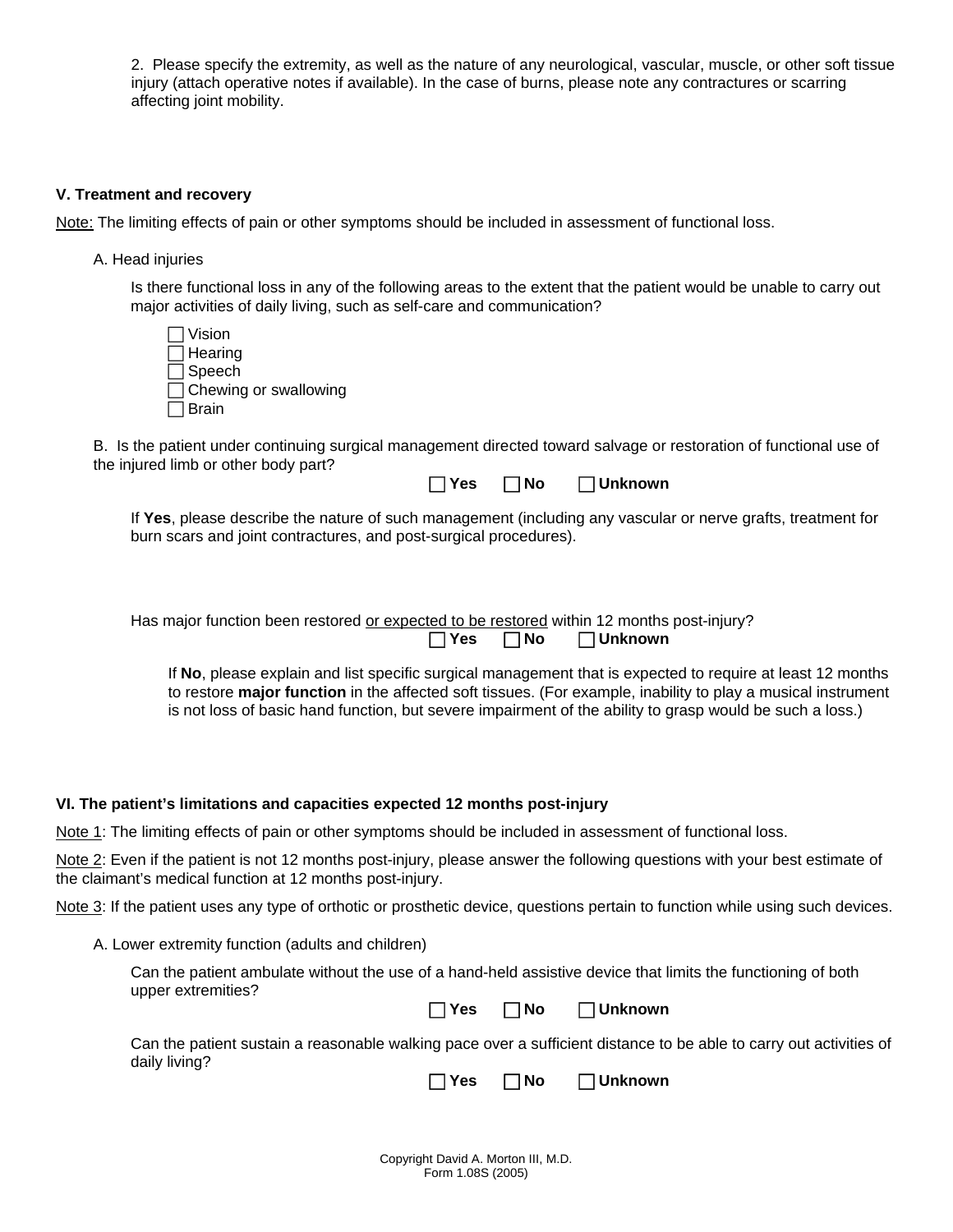2. Please specify the extremity, as well as the nature of any neurological, vascular, muscle, or other soft tissue injury (attach operative notes if available). In the case of burns, please note any contractures or scarring affecting joint mobility.

### V. Treatment and recovery

<u>Note:</u> The limiting effects of pain or other symptoms should be included in assessment of functional loss.

A. Head injuries

Is there functional loss in any of the following areas to the extent that the patient would be unable to carry out major activities of daily living, such as self-care and communication?

- ☐ Vision
- ☐ Hearing
- ☐ Speech
- ☐ Chewing or swallowing
- ☐ Brain

B. Is the patient under continuing surgical management directed toward salvage or restoration of functional use of the injured limb or other body part?

☐ **Yes** ☐ **No** ☐ **Unknown**

If **Yes**, please describe the nature of such management (including any vascular or nerve grafts, treatment for burn scars and joint contractures, and post-surgical procedures).

Has major function been restored <u>or expected to be restored</u> within 12 months post-injury?

☐ **Yes** ☐ **No** ☐ **Unknown**

If **No**, please explain and list specific surgical management that is expected to require at least 12 months to restore **major function** in the affected soft tissues. (For example, inability to play a musical instrument is not loss of basic hand function, but severe impairment of the ability to grasp would be such a loss.)

### VI. The patient's limitations and capacities expected 12 months post-injury

<u>Note 1</u>: The limiting effects of pain or other symptoms should be included in assessment of functional loss.

<u>Note 2</u>: Even if the patient is not 12 months post-injury, please answer the following questions with your best estimate of the claimant's medical function at 12 months post-injury.

<u>Note 3</u>: If the patient uses any type of orthotic or prosthetic device, questions pertain to function while using such devices.

A. Lower extremity function (adults and children)

Can the patient ambulate without the use of a hand-held assistive device that limits the functioning of both upper extremities?

☐ **Yes** ☐ **No** ☐ **Unknown**

Can the patient sustain a reasonable walking pace over a sufficient distance to be able to carry out activities of daily living?

☐ **Yes** ☐ **No** ☐ **Unknown**

Copyright David A. Morton III, M.D.
Form 1.08S (2005)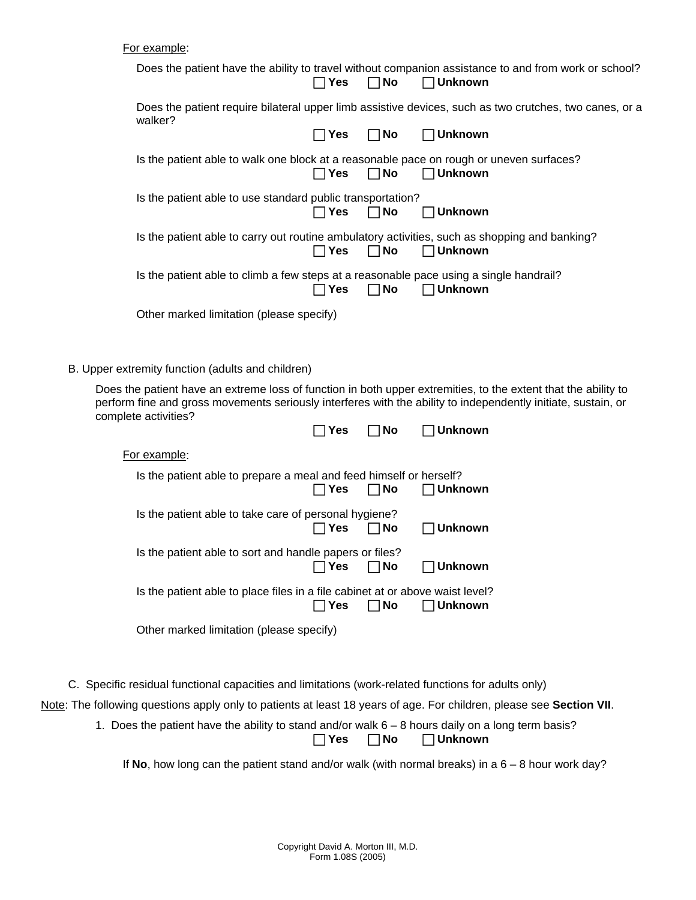For example:

Does the patient have the ability to travel without companion assistance to and from work or school?

☐ **Yes** ☐ **No** ☐ **Unknown**

Does the patient require bilateral upper limb assistive devices, such as two crutches, two canes, or a walker?

☐ **Yes** ☐ **No** ☐ **Unknown**

Is the patient able to walk one block at a reasonable pace on rough or uneven surfaces?

☐ **Yes** ☐ **No** ☐ **Unknown**

Is the patient able to use standard public transportation?

☐ **Yes** ☐ **No** ☐ **Unknown**

Is the patient able to carry out routine ambulatory activities, such as shopping and banking?

☐ **Yes** ☐ **No** ☐ **Unknown**

Is the patient able to climb a few steps at a reasonable pace using a single handrail?

☐ **Yes** ☐ **No** ☐ **Unknown**

Other marked limitation (please specify)

B. Upper extremity function (adults and children)

Does the patient have an extreme loss of function in both upper extremities, to the extent that the ability to perform fine and gross movements seriously interferes with the ability to independently initiate, sustain, or complete activities?

☐ **Yes** ☐ **No** ☐ **Unknown**

For example:

Is the patient able to prepare a meal and feed himself or herself?

☐ **Yes** ☐ **No** ☐ **Unknown**

Is the patient able to take care of personal hygiene?

☐ **Yes** ☐ **No** ☐ **Unknown**

Is the patient able to sort and handle papers or files?

☐ **Yes** ☐ **No** ☐ **Unknown**

Is the patient able to place files in a file cabinet at or above waist level?

☐ **Yes** ☐ **No** ☐ **Unknown**

Other marked limitation (please specify)

C. Specific residual functional capacities and limitations (work-related functions for adults only)

Note: The following questions apply only to patients at least 18 years of age. For children, please see **Section VII**.

1. Does the patient have the ability to stand and/or walk 6 – 8 hours daily on a long term basis?

   ☐ **Yes** ☐ **No** ☐ **Unknown**

   If **No**, how long can the patient stand and/or walk (with normal breaks) in a 6 – 8 hour work day?

Copyright David A. Morton III, M.D.
Form 1.08S (2005)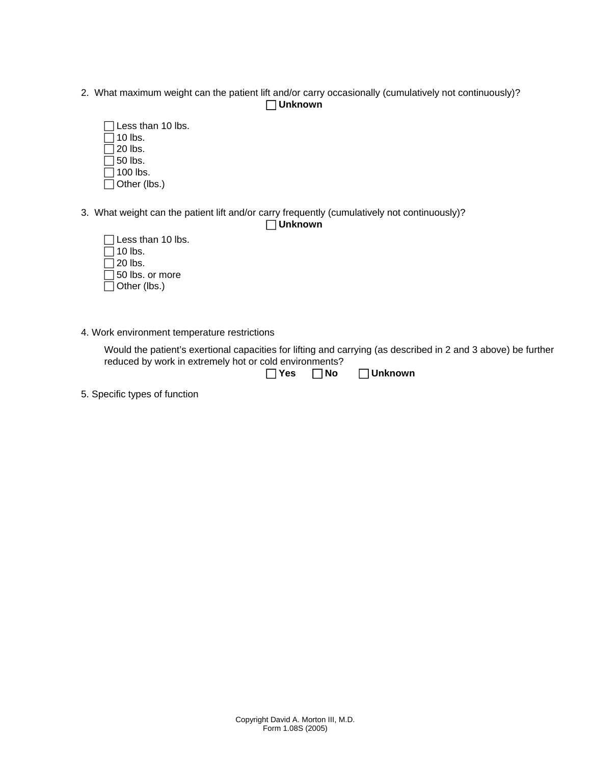2. What maximum weight can the patient lift and/or carry occasionally (cumulatively not continuously)?

☐ **Unknown**

- ☐ Less than 10 lbs.
- ☐ 10 lbs.
- ☐ 20 lbs.
- ☐ 50 lbs.
- ☐ 100 lbs.
- ☐ Other (lbs.)

3. What weight can the patient lift and/or carry frequently (cumulatively not continuously)?

☐ **Unknown**

- ☐ Less than 10 lbs.
- ☐ 10 lbs.
- ☐ 20 lbs.
- ☐ 50 lbs. or more
- ☐ Other (lbs.)

4. Work environment temperature restrictions

Would the patient's exertional capacities for lifting and carrying (as described in 2 and 3 above) be further reduced by work in extremely hot or cold environments?

☐ **Yes** ☐ **No** ☐ **Unknown**

5. Specific types of function

Copyright David A. Morton III, M.D.
Form 1.08S (2005)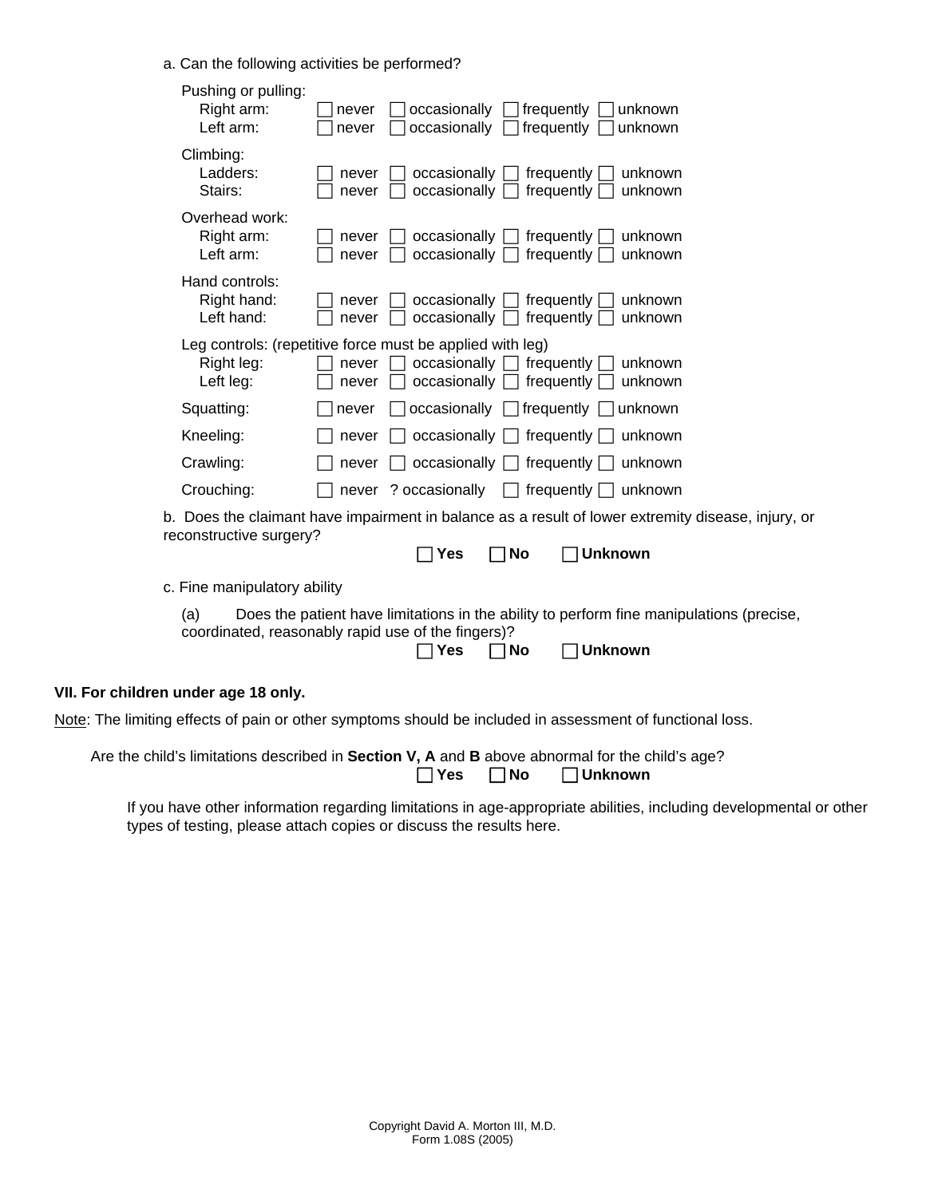a. Can the following activities be performed?

Pushing or pulling:
- Right arm: ☐ never ☐ occasionally ☐ frequently ☐ unknown
- Left arm: ☐ never ☐ occasionally ☐ frequently ☐ unknown

Climbing:
- Ladders: ☐ never ☐ occasionally ☐ frequently ☐ unknown
- Stairs: ☐ never ☐ occasionally ☐ frequently ☐ unknown

Overhead work:
- Right arm: ☐ never ☐ occasionally ☐ frequently ☐ unknown
- Left arm: ☐ never ☐ occasionally ☐ frequently ☐ unknown

Hand controls:
- Right hand: ☐ never ☐ occasionally ☐ frequently ☐ unknown
- Left hand: ☐ never ☐ occasionally ☐ frequently ☐ unknown

Leg controls: (repetitive force must be applied with leg)
- Right leg: ☐ never ☐ occasionally ☐ frequently ☐ unknown
- Left leg: ☐ never ☐ occasionally ☐ frequently ☐ unknown

Squatting: ☐ never ☐ occasionally ☐ frequently ☐ unknown

Kneeling: ☐ never ☐ occasionally ☐ frequently ☐ unknown

Crawling: ☐ never ☐ occasionally ☐ frequently ☐ unknown

Crouching: ☐ never ? occasionally ☐ frequently ☐ unknown

b. Does the claimant have impairment in balance as a result of lower extremity disease, injury, or reconstructive surgery?

☐ **Yes** ☐ **No** ☐ **Unknown**

c. Fine manipulatory ability

(a) Does the patient have limitations in the ability to perform fine manipulations (precise, coordinated, reasonably rapid use of the fingers)?

☐ **Yes** ☐ **No** ☐ **Unknown**

### VII. For children under age 18 only.

Note: The limiting effects of pain or other symptoms should be included in assessment of functional loss.

Are the child's limitations described in **Section V, A** and **B** above abnormal for the child's age?

☐ **Yes** ☐ **No** ☐ **Unknown**

If you have other information regarding limitations in age-appropriate abilities, including developmental or other types of testing, please attach copies or discuss the results here.

Copyright David A. Morton III, M.D.
Form 1.08S (2005)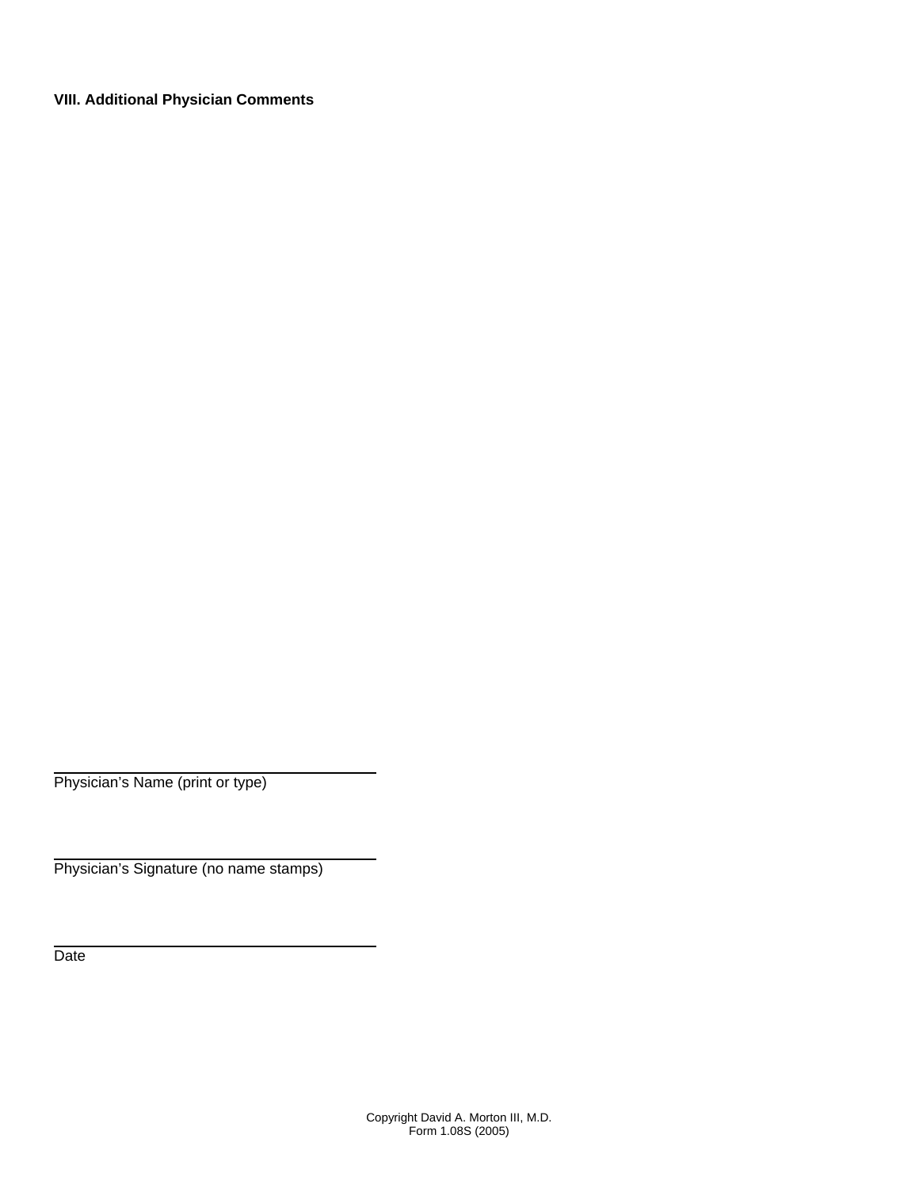**VIII. Additional Physician Comments**

\_\_\_\_\_\_\_\_\_\_\_\_\_\_\_\_\_\_\_\_\_\_\_\_\_\_\_\_\_\_\_\_\_\_\_\_\_\_\_\_

Physician's Name (print or type)

\_\_\_\_\_\_\_\_\_\_\_\_\_\_\_\_\_\_\_\_\_\_\_\_\_\_\_\_\_\_\_\_\_\_\_\_\_\_\_\_

Physician's Signature (no name stamps)

\_\_\_\_\_\_\_\_\_\_\_\_\_\_\_\_\_\_\_\_\_\_\_\_\_\_\_\_\_\_\_\_\_\_\_\_\_\_\_\_

Date

Copyright David A. Morton III, M.D.
Form 1.08S (2005)